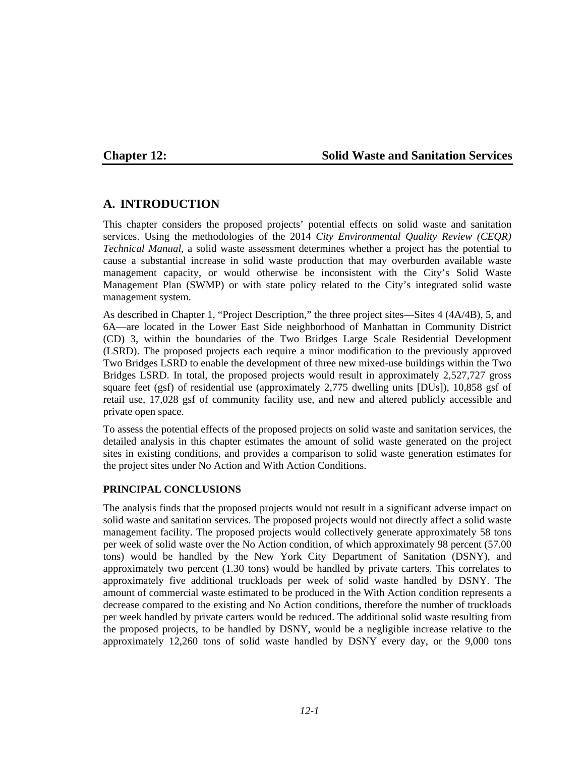# Chapter 12: Solid Waste and Sanitation Services

## A. INTRODUCTION

This chapter considers the proposed projects' potential effects on solid waste and sanitation services. Using the methodologies of the 2014 *City Environmental Quality Review (CEQR) Technical Manual*, a solid waste assessment determines whether a project has the potential to cause a substantial increase in solid waste production that may overburden available waste management capacity, or would otherwise be inconsistent with the City's Solid Waste Management Plan (SWMP) or with state policy related to the City's integrated solid waste management system.

As described in Chapter 1, "Project Description," the three project sites—Sites 4 (4A/4B), 5, and 6A—are located in the Lower East Side neighborhood of Manhattan in Community District (CD) 3, within the boundaries of the Two Bridges Large Scale Residential Development (LSRD). The proposed projects each require a minor modification to the previously approved Two Bridges LSRD to enable the development of three new mixed-use buildings within the Two Bridges LSRD. In total, the proposed projects would result in approximately 2,527,727 gross square feet (gsf) of residential use (approximately 2,775 dwelling units [DUs]), 10,858 gsf of retail use, 17,028 gsf of community facility use, and new and altered publicly accessible and private open space.

To assess the potential effects of the proposed projects on solid waste and sanitation services, the detailed analysis in this chapter estimates the amount of solid waste generated on the project sites in existing conditions, and provides a comparison to solid waste generation estimates for the project sites under No Action and With Action Conditions.

### PRINCIPAL CONCLUSIONS

The analysis finds that the proposed projects would not result in a significant adverse impact on solid waste and sanitation services. The proposed projects would not directly affect a solid waste management facility. The proposed projects would collectively generate approximately 58 tons per week of solid waste over the No Action condition, of which approximately 98 percent (57.00 tons) would be handled by the New York City Department of Sanitation (DSNY), and approximately two percent (1.30 tons) would be handled by private carters. This correlates to approximately five additional truckloads per week of solid waste handled by DSNY. The amount of commercial waste estimated to be produced in the With Action condition represents a decrease compared to the existing and No Action conditions, therefore the number of truckloads per week handled by private carters would be reduced. The additional solid waste resulting from the proposed projects, to be handled by DSNY, would be a negligible increase relative to the approximately 12,260 tons of solid waste handled by DSNY every day, or the 9,000 tons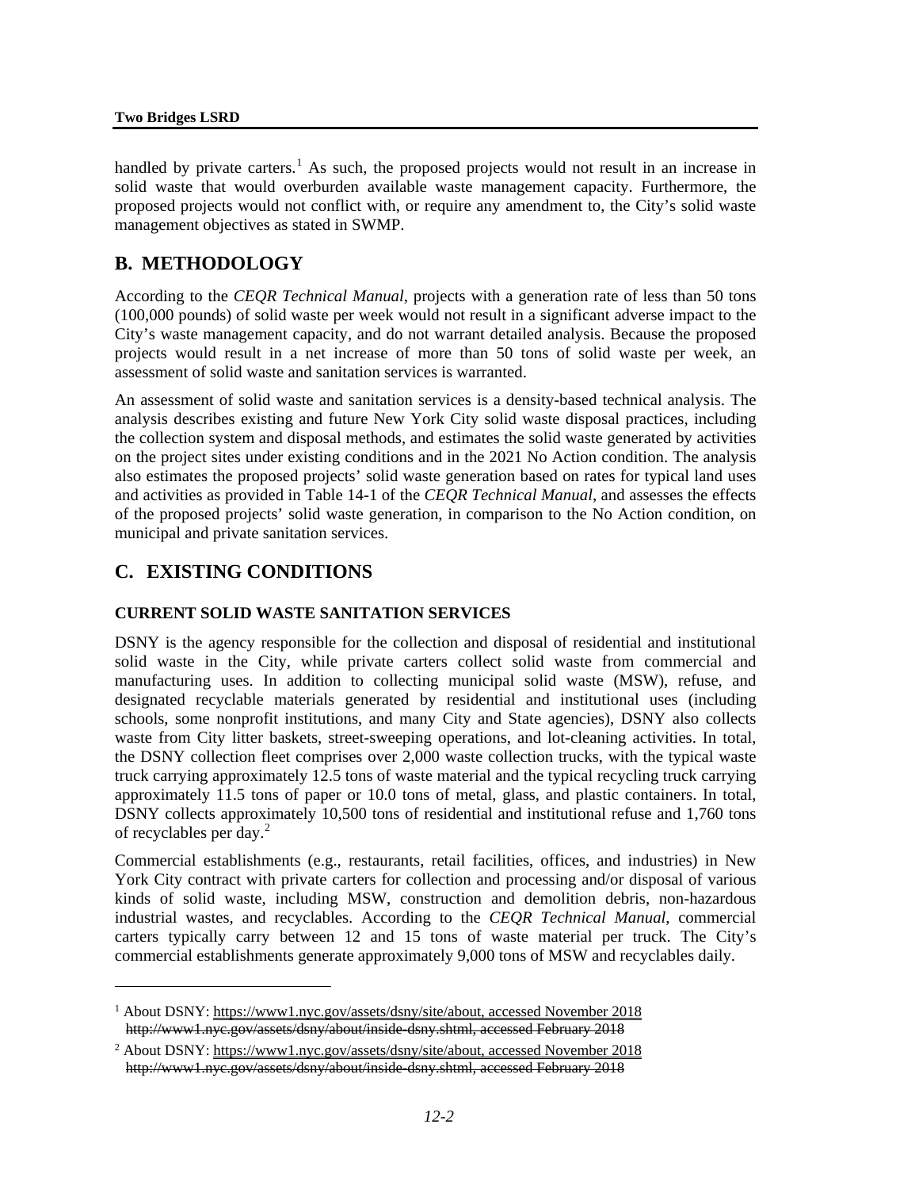handled by private carters.[1] As such, the proposed projects would not result in an increase in solid waste that would overburden available waste management capacity. Furthermore, the proposed projects would not conflict with, or require any amendment to, the City's solid waste management objectives as stated in SWMP.

## B. METHODOLOGY

According to the *CEQR Technical Manual*, projects with a generation rate of less than 50 tons (100,000 pounds) of solid waste per week would not result in a significant adverse impact to the City's waste management capacity, and do not warrant detailed analysis. Because the proposed projects would result in a net increase of more than 50 tons of solid waste per week, an assessment of solid waste and sanitation services is warranted.

An assessment of solid waste and sanitation services is a density-based technical analysis. The analysis describes existing and future New York City solid waste disposal practices, including the collection system and disposal methods, and estimates the solid waste generated by activities on the project sites under existing conditions and in the 2021 No Action condition. The analysis also estimates the proposed projects' solid waste generation based on rates for typical land uses and activities as provided in Table 14-1 of the *CEQR Technical Manual*, and assesses the effects of the proposed projects' solid waste generation, in comparison to the No Action condition, on municipal and private sanitation services.

## C. EXISTING CONDITIONS

### CURRENT SOLID WASTE SANITATION SERVICES

DSNY is the agency responsible for the collection and disposal of residential and institutional solid waste in the City, while private carters collect solid waste from commercial and manufacturing uses. In addition to collecting municipal solid waste (MSW), refuse, and designated recyclable materials generated by residential and institutional uses (including schools, some nonprofit institutions, and many City and State agencies), DSNY also collects waste from City litter baskets, street-sweeping operations, and lot-cleaning activities. In total, the DSNY collection fleet comprises over 2,000 waste collection trucks, with the typical waste truck carrying approximately 12.5 tons of waste material and the typical recycling truck carrying approximately 11.5 tons of paper or 10.0 tons of metal, glass, and plastic containers. In total, DSNY collects approximately 10,500 tons of residential and institutional refuse and 1,760 tons of recyclables per day.[2]

Commercial establishments (e.g., restaurants, retail facilities, offices, and industries) in New York City contract with private carters for collection and processing and/or disposal of various kinds of solid waste, including MSW, construction and demolition debris, non-hazardous industrial wastes, and recyclables. According to the *CEQR Technical Manual*, commercial carters typically carry between 12 and 15 tons of waste material per truck. The City's commercial establishments generate approximately 9,000 tons of MSW and recyclables daily.

---

[1] About DSNY: https://www1.nyc.gov/assets/dsny/site/about, accessed November 2018 ~~http://www1.nyc.gov/assets/dsny/about/inside-dsny.shtml, accessed February 2018~~

[2] About DSNY: https://www1.nyc.gov/assets/dsny/site/about, accessed November 2018 ~~http://www1.nyc.gov/assets/dsny/about/inside-dsny.shtml, accessed February 2018~~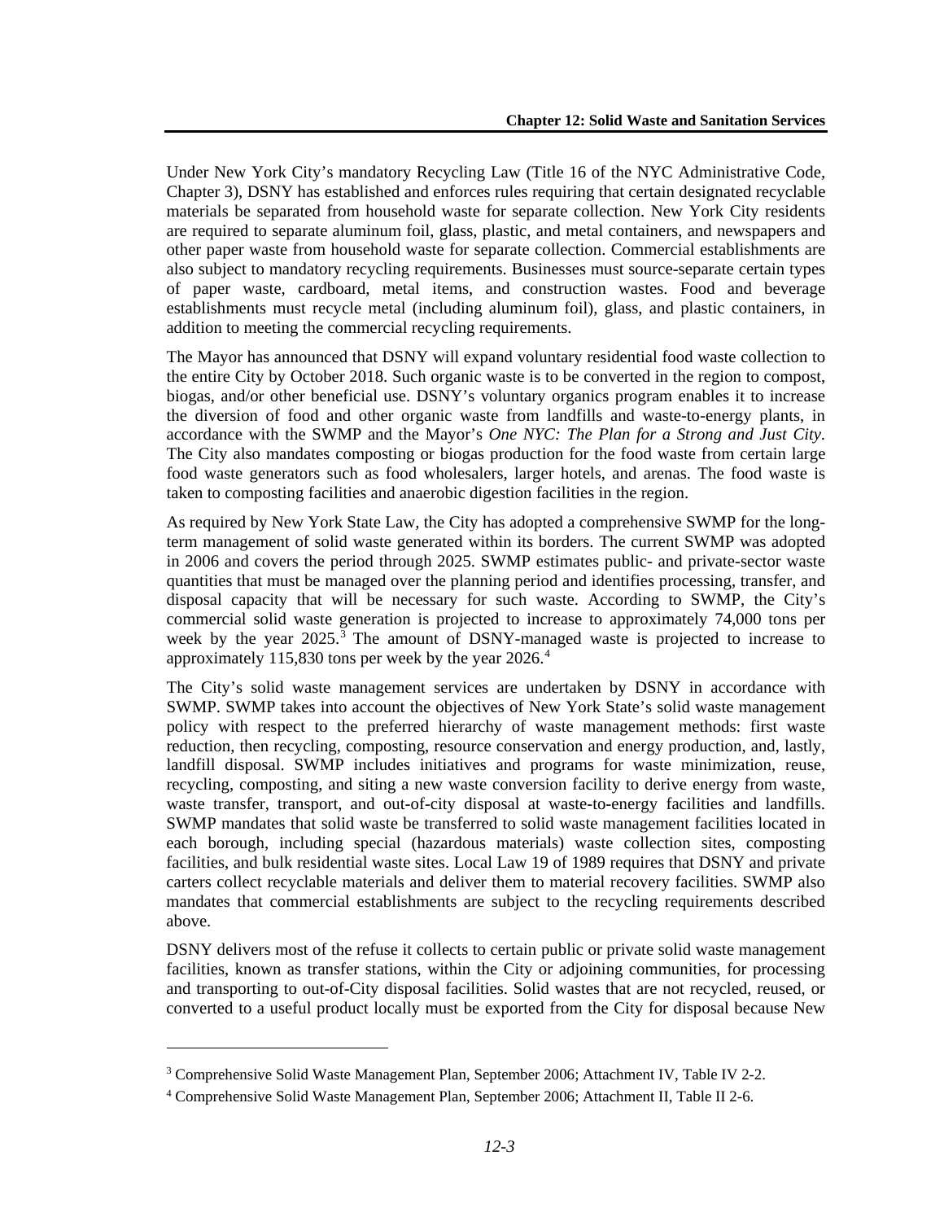Under New York City's mandatory Recycling Law (Title 16 of the NYC Administrative Code, Chapter 3), DSNY has established and enforces rules requiring that certain designated recyclable materials be separated from household waste for separate collection. New York City residents are required to separate aluminum foil, glass, plastic, and metal containers, and newspapers and other paper waste from household waste for separate collection. Commercial establishments are also subject to mandatory recycling requirements. Businesses must source-separate certain types of paper waste, cardboard, metal items, and construction wastes. Food and beverage establishments must recycle metal (including aluminum foil), glass, and plastic containers, in addition to meeting the commercial recycling requirements.

The Mayor has announced that DSNY will expand voluntary residential food waste collection to the entire City by October 2018. Such organic waste is to be converted in the region to compost, biogas, and/or other beneficial use. DSNY's voluntary organics program enables it to increase the diversion of food and other organic waste from landfills and waste-to-energy plants, in accordance with the SWMP and the Mayor's *One NYC: The Plan for a Strong and Just City*. The City also mandates composting or biogas production for the food waste from certain large food waste generators such as food wholesalers, larger hotels, and arenas. The food waste is taken to composting facilities and anaerobic digestion facilities in the region.

As required by New York State Law, the City has adopted a comprehensive SWMP for the long-term management of solid waste generated within its borders. The current SWMP was adopted in 2006 and covers the period through 2025. SWMP estimates public- and private-sector waste quantities that must be managed over the planning period and identifies processing, transfer, and disposal capacity that will be necessary for such waste. According to SWMP, the City's commercial solid waste generation is projected to increase to approximately 74,000 tons per week by the year 2025.[3] The amount of DSNY-managed waste is projected to increase to approximately 115,830 tons per week by the year 2026.[4]

The City's solid waste management services are undertaken by DSNY in accordance with SWMP. SWMP takes into account the objectives of New York State's solid waste management policy with respect to the preferred hierarchy of waste management methods: first waste reduction, then recycling, composting, resource conservation and energy production, and, lastly, landfill disposal. SWMP includes initiatives and programs for waste minimization, reuse, recycling, composting, and siting a new waste conversion facility to derive energy from waste, waste transfer, transport, and out-of-city disposal at waste-to-energy facilities and landfills. SWMP mandates that solid waste be transferred to solid waste management facilities located in each borough, including special (hazardous materials) waste collection sites, composting facilities, and bulk residential waste sites. Local Law 19 of 1989 requires that DSNY and private carters collect recyclable materials and deliver them to material recovery facilities. SWMP also mandates that commercial establishments are subject to the recycling requirements described above.

DSNY delivers most of the refuse it collects to certain public or private solid waste management facilities, known as transfer stations, within the City or adjoining communities, for processing and transporting to out-of-City disposal facilities. Solid wastes that are not recycled, reused, or converted to a useful product locally must be exported from the City for disposal because New

---

[3] Comprehensive Solid Waste Management Plan, September 2006; Attachment IV, Table IV 2-2.

[4] Comprehensive Solid Waste Management Plan, September 2006; Attachment II, Table II 2-6.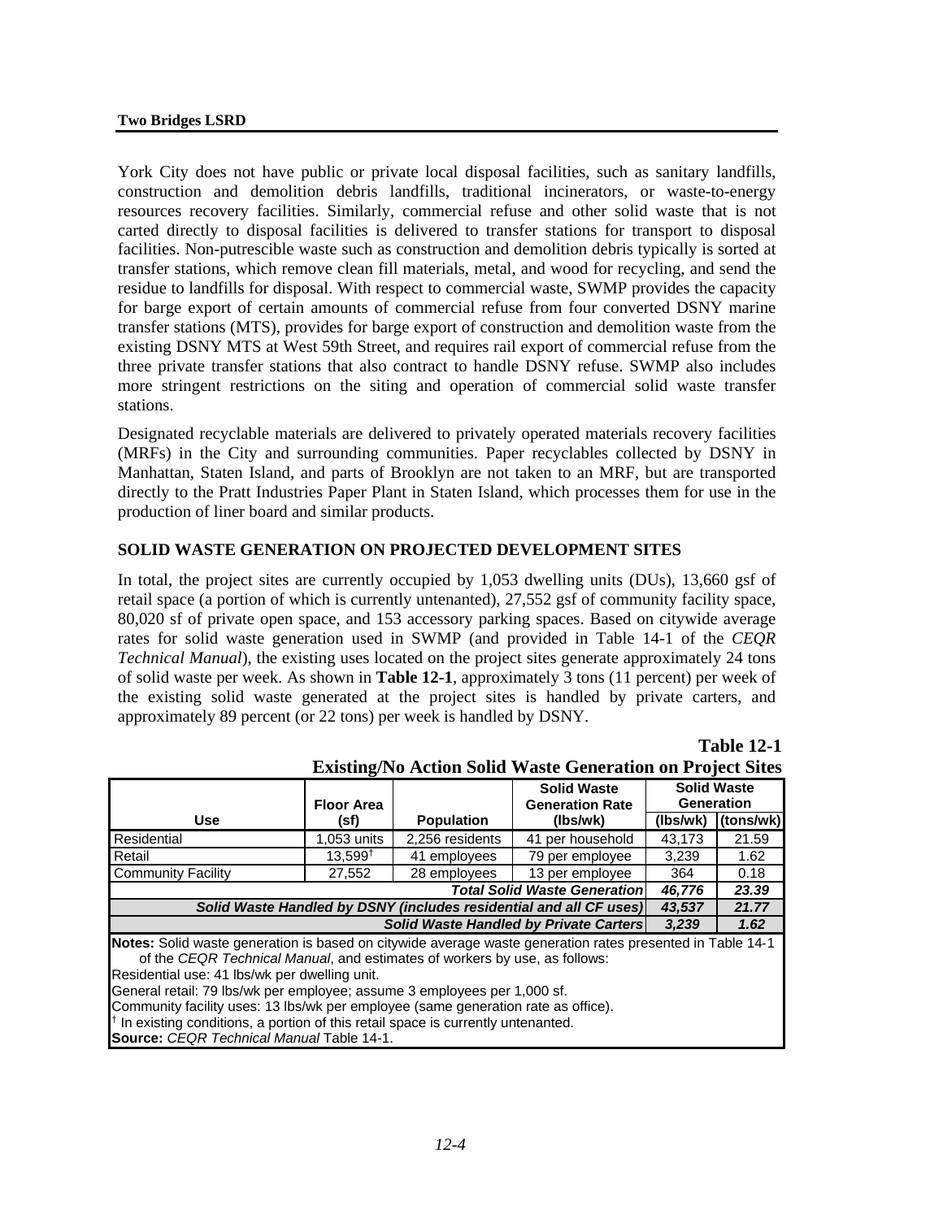York City does not have public or private local disposal facilities, such as sanitary landfills, construction and demolition debris landfills, traditional incinerators, or waste-to-energy resources recovery facilities. Similarly, commercial refuse and other solid waste that is not carted directly to disposal facilities is delivered to transfer stations for transport to disposal facilities. Non-putrescible waste such as construction and demolition debris typically is sorted at transfer stations, which remove clean fill materials, metal, and wood for recycling, and send the residue to landfills for disposal. With respect to commercial waste, SWMP provides the capacity for barge export of certain amounts of commercial refuse from four converted DSNY marine transfer stations (MTS), provides for barge export of construction and demolition waste from the existing DSNY MTS at West 59th Street, and requires rail export of commercial refuse from the three private transfer stations that also contract to handle DSNY refuse. SWMP also includes more stringent restrictions on the siting and operation of commercial solid waste transfer stations.

Designated recyclable materials are delivered to privately operated materials recovery facilities (MRFs) in the City and surrounding communities. Paper recyclables collected by DSNY in Manhattan, Staten Island, and parts of Brooklyn are not taken to an MRF, but are transported directly to the Pratt Industries Paper Plant in Staten Island, which processes them for use in the production of liner board and similar products.

## SOLID WASTE GENERATION ON PROJECTED DEVELOPMENT SITES

In total, the project sites are currently occupied by 1,053 dwelling units (DUs), 13,660 gsf of retail space (a portion of which is currently untenanted), 27,552 gsf of community facility space, 80,020 sf of private open space, and 153 accessory parking spaces. Based on citywide average rates for solid waste generation used in SWMP (and provided in Table 14-1 of the *CEQR Technical Manual*), the existing uses located on the project sites generate approximately 24 tons of solid waste per week. As shown in **Table 12-1**, approximately 3 tons (11 percent) per week of the existing solid waste generated at the project sites is handled by private carters, and approximately 89 percent (or 22 tons) per week is handled by DSNY.

**Table 12-1**
**Existing/No Action Solid Waste Generation on Project Sites**

| Use | Floor Area (sf) | Population | Solid Waste Generation Rate (lbs/wk) | Solid Waste Generation (lbs/wk) | Solid Waste Generation (tons/wk) |
|---|---|---|---|---|---|
| Residential | 1,053 units | 2,256 residents | 41 per household | 43,173 | 21.59 |
| Retail | 13,599† | 41 employees | 79 per employee | 3,239 | 1.62 |
| Community Facility | 27,552 | 28 employees | 13 per employee | 364 | 0.18 |
| | | | ***Total Solid Waste Generation*** | ***46,776*** | ***23.39*** |
| | | | ***Solid Waste Handled by DSNY (includes residential and all CF uses)*** | ***43,537*** | ***21.77*** |
| | | | ***Solid Waste Handled by Private Carters*** | ***3,239*** | ***1.62*** |

**Notes:** Solid waste generation is based on citywide average waste generation rates presented in Table 14-1 of the *CEQR Technical Manual*, and estimates of workers by use, as follows:
Residential use: 41 lbs/wk per dwelling unit.
General retail: 79 lbs/wk per employee; assume 3 employees per 1,000 sf.
Community facility uses: 13 lbs/wk per employee (same generation rate as office).
† In existing conditions, a portion of this retail space is currently untenanted.
**Source:** *CEQR Technical Manual* Table 14-1.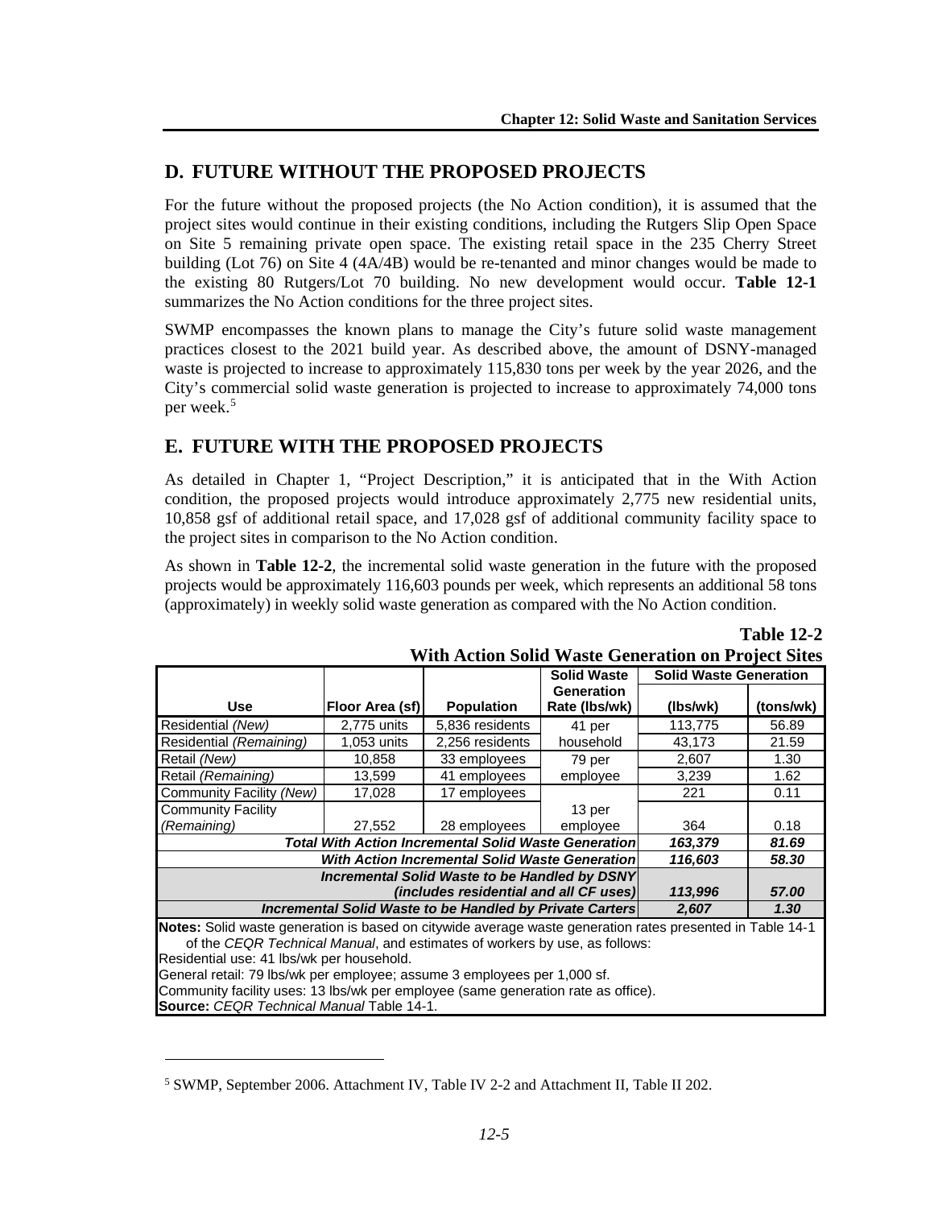## D. FUTURE WITHOUT THE PROPOSED PROJECTS

For the future without the proposed projects (the No Action condition), it is assumed that the project sites would continue in their existing conditions, including the Rutgers Slip Open Space on Site 5 remaining private open space. The existing retail space in the 235 Cherry Street building (Lot 76) on Site 4 (4A/4B) would be re-tenanted and minor changes would be made to the existing 80 Rutgers/Lot 70 building. No new development would occur. **Table 12-1** summarizes the No Action conditions for the three project sites.

SWMP encompasses the known plans to manage the City's future solid waste management practices closest to the 2021 build year. As described above, the amount of DSNY-managed waste is projected to increase to approximately 115,830 tons per week by the year 2026, and the City's commercial solid waste generation is projected to increase to approximately 74,000 tons per week.[5]

## E. FUTURE WITH THE PROPOSED PROJECTS

As detailed in Chapter 1, "Project Description," it is anticipated that in the With Action condition, the proposed projects would introduce approximately 2,775 new residential units, 10,858 gsf of additional retail space, and 17,028 gsf of additional community facility space to the project sites in comparison to the No Action condition.

As shown in **Table 12-2**, the incremental solid waste generation in the future with the proposed projects would be approximately 116,603 pounds per week, which represents an additional 58 tons (approximately) in weekly solid waste generation as compared with the No Action condition.

**Table 12-2**
**With Action Solid Waste Generation on Project Sites**

| Use | Floor Area (sf) | Population | Solid Waste Generation Rate (lbs/wk) | Solid Waste Generation | |
|---|---|---|---|---|---|
| | | | | (lbs/wk) | (tons/wk) |
| Residential *(New)* | 2,775 units | 5,836 residents | 41 per household | 113,775 | 56.89 |
| Residential *(Remaining)* | 1,053 units | 2,256 residents | | 43,173 | 21.59 |
| Retail *(New)* | 10,858 | 33 employees | 79 per employee | 2,607 | 1.30 |
| Retail *(Remaining)* | 13,599 | 41 employees | | 3,239 | 1.62 |
| Community Facility *(New)* | 17,028 | 17 employees | 13 per employee | 221 | 0.11 |
| Community Facility *(Remaining)* | 27,552 | 28 employees | | 364 | 0.18 |
| ***Total With Action Incremental Solid Waste Generation*** | | | | ***163,379*** | ***81.69*** |
| ***With Action Incremental Solid Waste Generation*** | | | | ***116,603*** | ***58.30*** |
| ***Incremental Solid Waste to be Handled by DSNY (includes residential and all CF uses)*** | | | | ***113,996*** | ***57.00*** |
| ***Incremental Solid Waste to be Handled by Private Carters*** | | | | ***2,607*** | ***1.30*** |

**Notes:** Solid waste generation is based on citywide average waste generation rates presented in Table 14-1 of the *CEQR Technical Manual*, and estimates of workers by use, as follows:
Residential use: 41 lbs/wk per household.
General retail: 79 lbs/wk per employee; assume 3 employees per 1,000 sf.
Community facility uses: 13 lbs/wk per employee (same generation rate as office).
**Source:** *CEQR Technical Manual* Table 14-1.

---

[5] SWMP, September 2006. Attachment IV, Table IV 2-2 and Attachment II, Table II 202.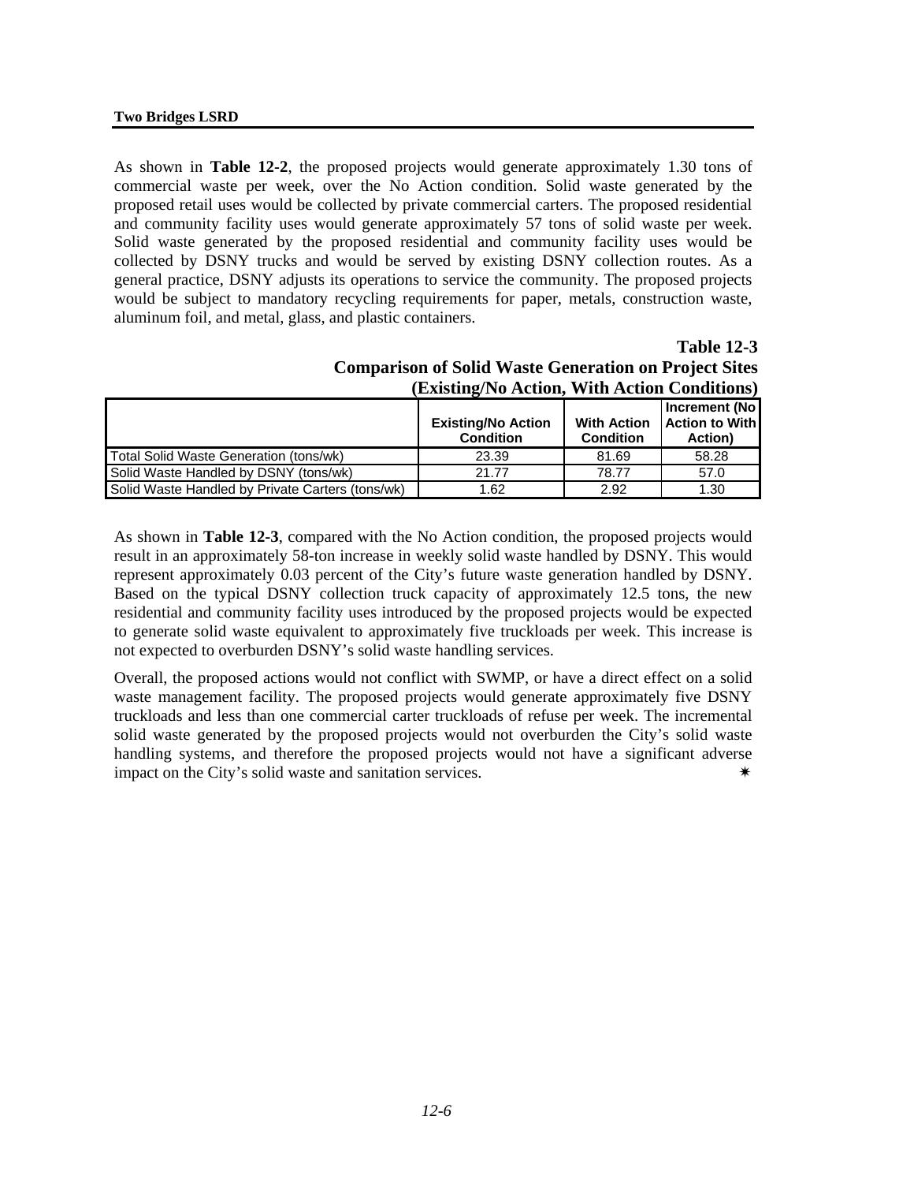As shown in **Table 12-2**, the proposed projects would generate approximately 1.30 tons of commercial waste per week, over the No Action condition. Solid waste generated by the proposed retail uses would be collected by private commercial carters. The proposed residential and community facility uses would generate approximately 57 tons of solid waste per week. Solid waste generated by the proposed residential and community facility uses would be collected by DSNY trucks and would be served by existing DSNY collection routes. As a general practice, DSNY adjusts its operations to service the community. The proposed projects would be subject to mandatory recycling requirements for paper, metals, construction waste, aluminum foil, and metal, glass, and plastic containers.

**Table 12-3**
**Comparison of Solid Waste Generation on Project Sites (Existing/No Action, With Action Conditions)**

| | Existing/No Action Condition | With Action Condition | Increment (No Action to With Action) |
|---|---|---|---|
| Total Solid Waste Generation (tons/wk) | 23.39 | 81.69 | 58.28 |
| Solid Waste Handled by DSNY (tons/wk) | 21.77 | 78.77 | 57.0 |
| Solid Waste Handled by Private Carters (tons/wk) | 1.62 | 2.92 | 1.30 |

As shown in **Table 12-3**, compared with the No Action condition, the proposed projects would result in an approximately 58-ton increase in weekly solid waste handled by DSNY. This would represent approximately 0.03 percent of the City's future waste generation handled by DSNY. Based on the typical DSNY collection truck capacity of approximately 12.5 tons, the new residential and community facility uses introduced by the proposed projects would be expected to generate solid waste equivalent to approximately five truckloads per week. This increase is not expected to overburden DSNY's solid waste handling services.

Overall, the proposed actions would not conflict with SWMP, or have a direct effect on a solid waste management facility. The proposed projects would generate approximately five DSNY truckloads and less than one commercial carter truckloads of refuse per week. The incremental solid waste generated by the proposed projects would not overburden the City's solid waste handling systems, and therefore the proposed projects would not have a significant adverse impact on the City's solid waste and sanitation services. ✷